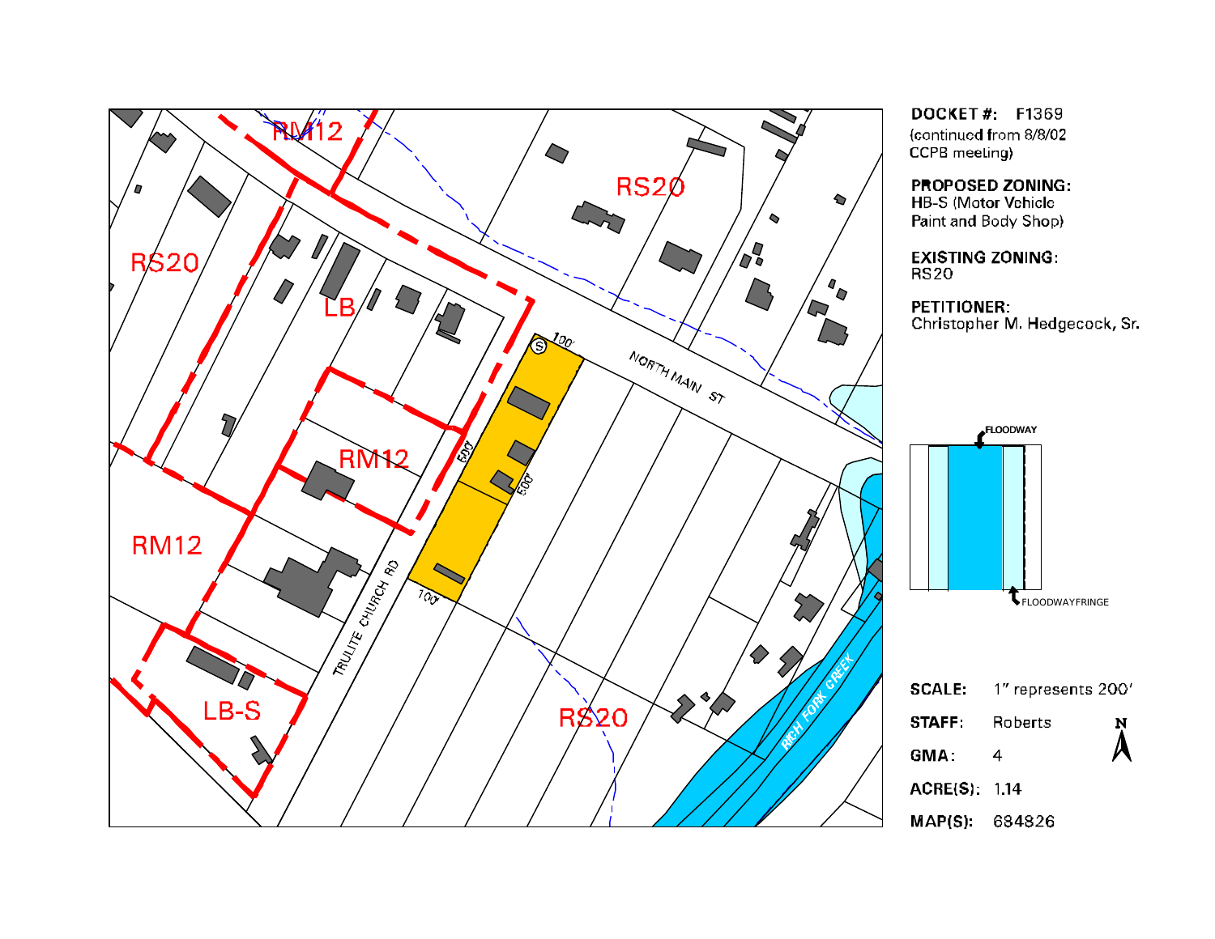DOCKET #: F1369
(continued from 8/8/02 CCPB meeting)

PROPOSED ZONING:
HB-S (Motor Vehicle Paint and Body Shop)

EXISTING ZONING:
RS20

PETITIONER:
Christopher M. Hedgecock, Sr.

FLOODWAY

FLOODWAYFRINGE

SCALE: 1" represents 200'

STAFF: Roberts

GMA: 4

ACRE(S): 1.14

MAP(S): 684826

N

RM12

RS20

RS20

LB

RM12

RM12

LB-S

RS20

NORTH MAIN ST

TRULITE CHURCH RD

RICH FORK CREEK

100'

500'

500'

100'

S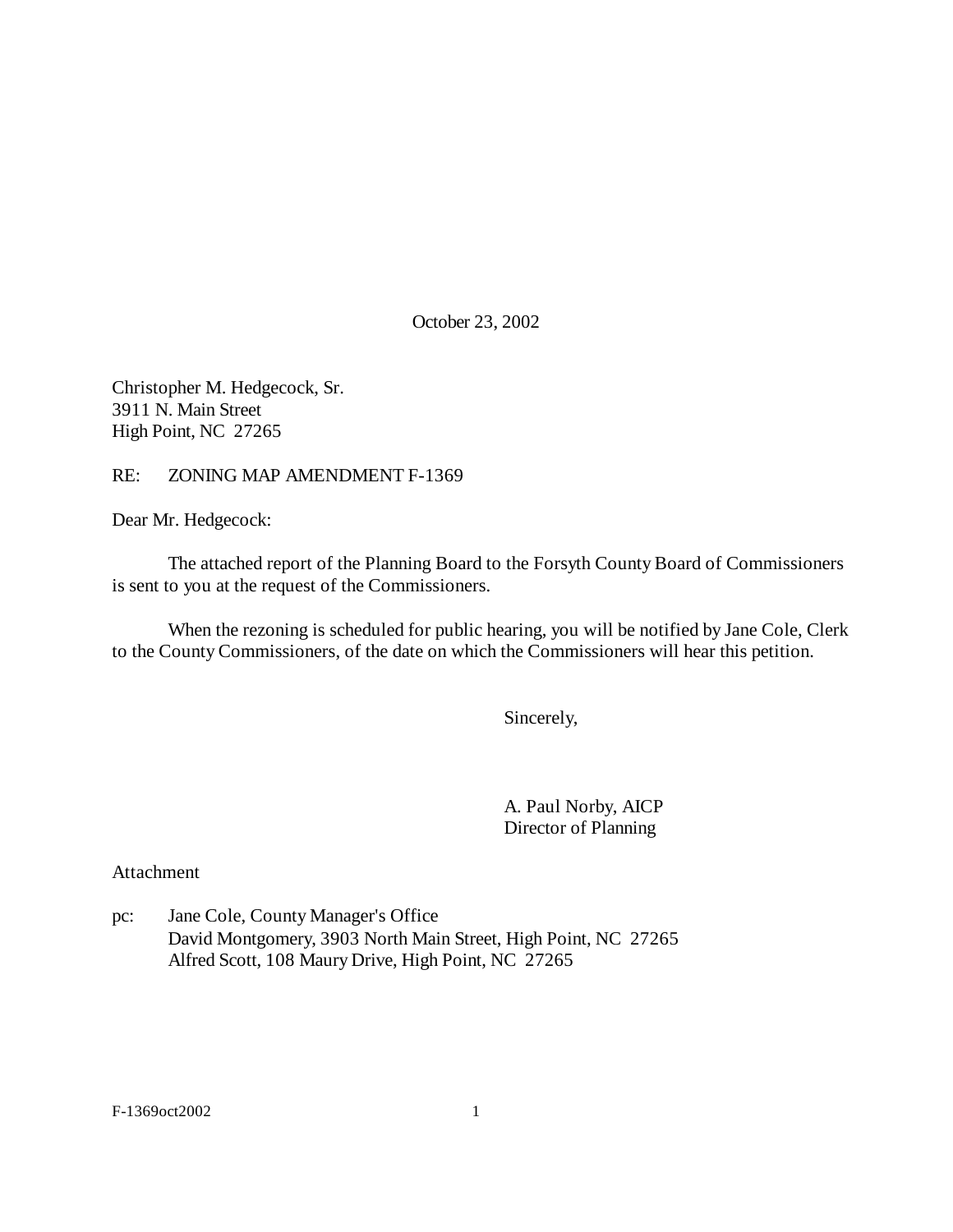October 23, 2002

Christopher M. Hedgecock, Sr.
3911 N. Main Street
High Point, NC 27265

RE: ZONING MAP AMENDMENT F-1369

Dear Mr. Hedgecock:

The attached report of the Planning Board to the Forsyth County Board of Commissioners is sent to you at the request of the Commissioners.

When the rezoning is scheduled for public hearing, you will be notified by Jane Cole, Clerk to the County Commissioners, of the date on which the Commissioners will hear this petition.

Sincerely,

A. Paul Norby, AICP
Director of Planning

Attachment

pc: Jane Cole, County Manager's Office
David Montgomery, 3903 North Main Street, High Point, NC 27265
Alfred Scott, 108 Maury Drive, High Point, NC 27265

F-1369oct2002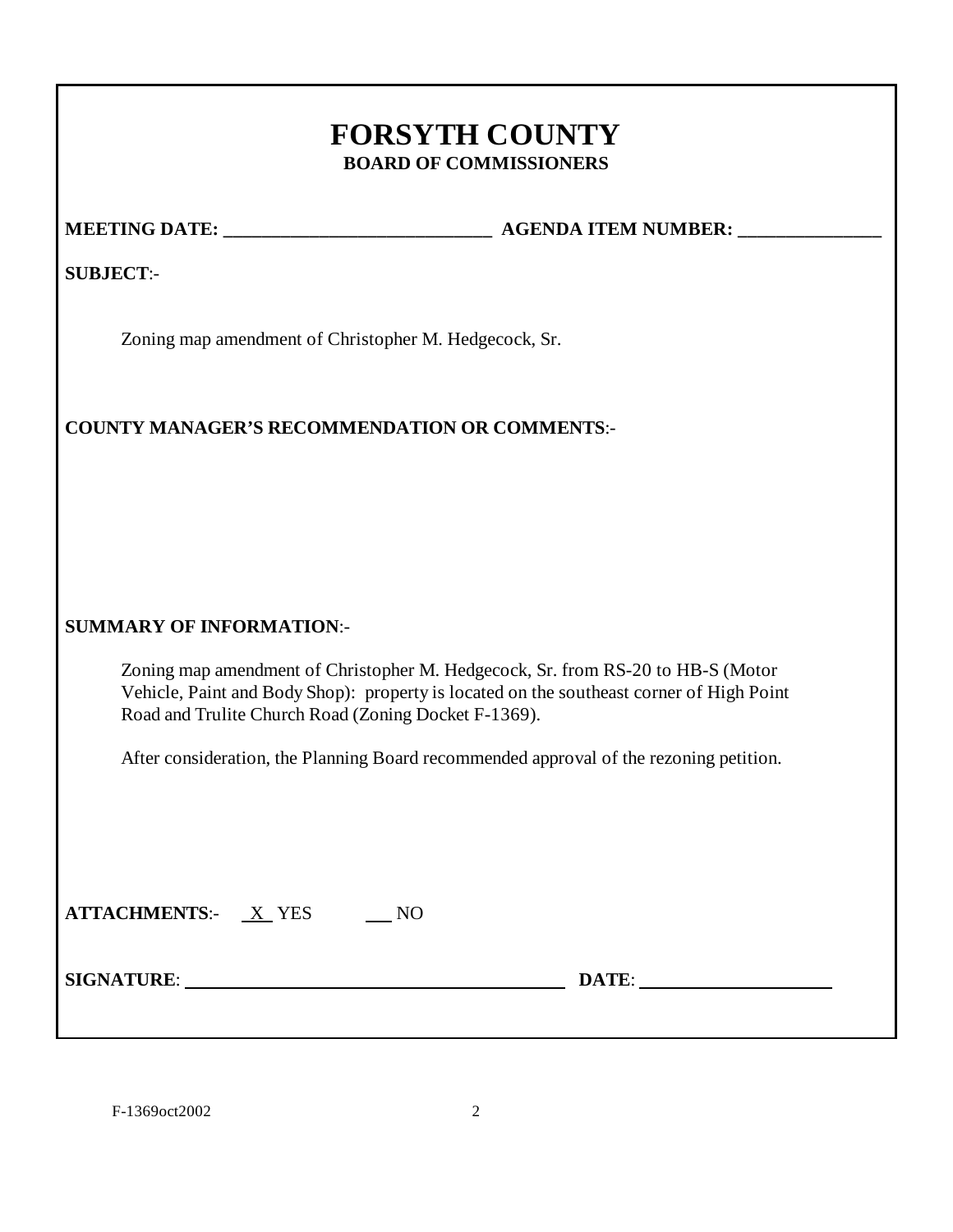# FORSYTH COUNTY

**BOARD OF COMMISSIONERS**

**MEETING DATE:** ____________________________ **AGENDA ITEM NUMBER:** _______________

**SUBJECT**:-

Zoning map amendment of Christopher M. Hedgecock, Sr.

**COUNTY MANAGER'S RECOMMENDATION OR COMMENTS**:-

**SUMMARY OF INFORMATION**:-

Zoning map amendment of Christopher M. Hedgecock, Sr. from RS-20 to HB-S (Motor Vehicle, Paint and Body Shop): property is located on the southeast corner of High Point Road and Trulite Church Road (Zoning Docket F-1369).

After consideration, the Planning Board recommended approval of the rezoning petition.

**ATTACHMENTS**:- \_X\_ YES \_\_\_ NO

**SIGNATURE**: ____________________________________ **DATE**: ____________________

F-1369oct2002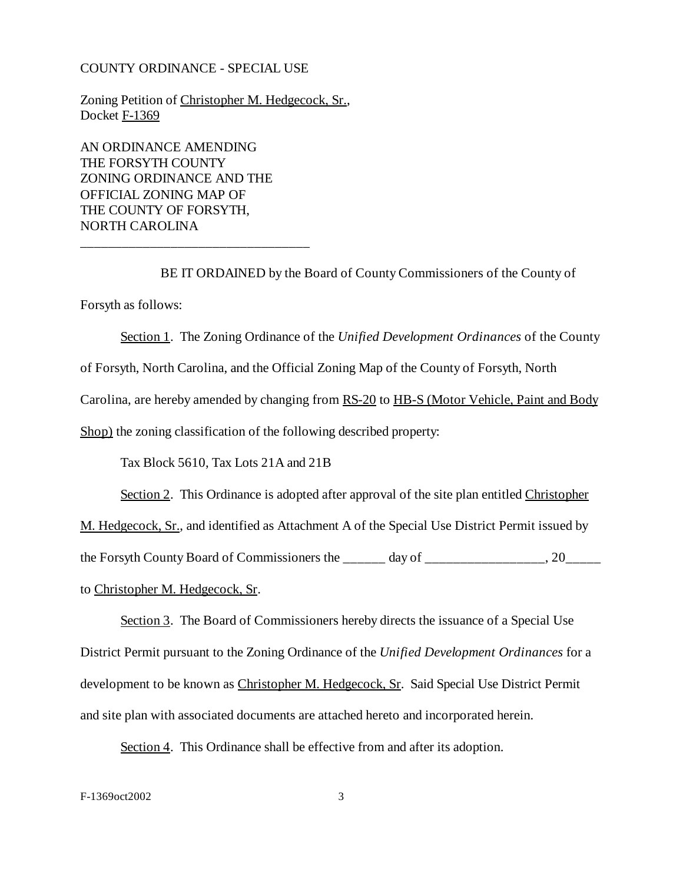COUNTY ORDINANCE - SPECIAL USE

Zoning Petition of Christopher M. Hedgecock, Sr.,
Docket F-1369

AN ORDINANCE AMENDING
THE FORSYTH COUNTY
ZONING ORDINANCE AND THE
OFFICIAL ZONING MAP OF
THE COUNTY OF FORSYTH,
NORTH CAROLINA

___________________________________

BE IT ORDAINED by the Board of County Commissioners of the County of Forsyth as follows:

Section 1. The Zoning Ordinance of the *Unified Development Ordinances* of the County of Forsyth, North Carolina, and the Official Zoning Map of the County of Forsyth, North Carolina, are hereby amended by changing from RS-20 to HB-S (Motor Vehicle, Paint and Body Shop) the zoning classification of the following described property:

Tax Block 5610, Tax Lots 21A and 21B

Section 2. This Ordinance is adopted after approval of the site plan entitled Christopher M. Hedgecock, Sr., and identified as Attachment A of the Special Use District Permit issued by the Forsyth County Board of Commissioners the ______ day of __________________, 20_____ to Christopher M. Hedgecock, Sr.

Section 3. The Board of Commissioners hereby directs the issuance of a Special Use District Permit pursuant to the Zoning Ordinance of the *Unified Development Ordinances* for a development to be known as Christopher M. Hedgecock, Sr. Said Special Use District Permit and site plan with associated documents are attached hereto and incorporated herein.

Section 4. This Ordinance shall be effective from and after its adoption.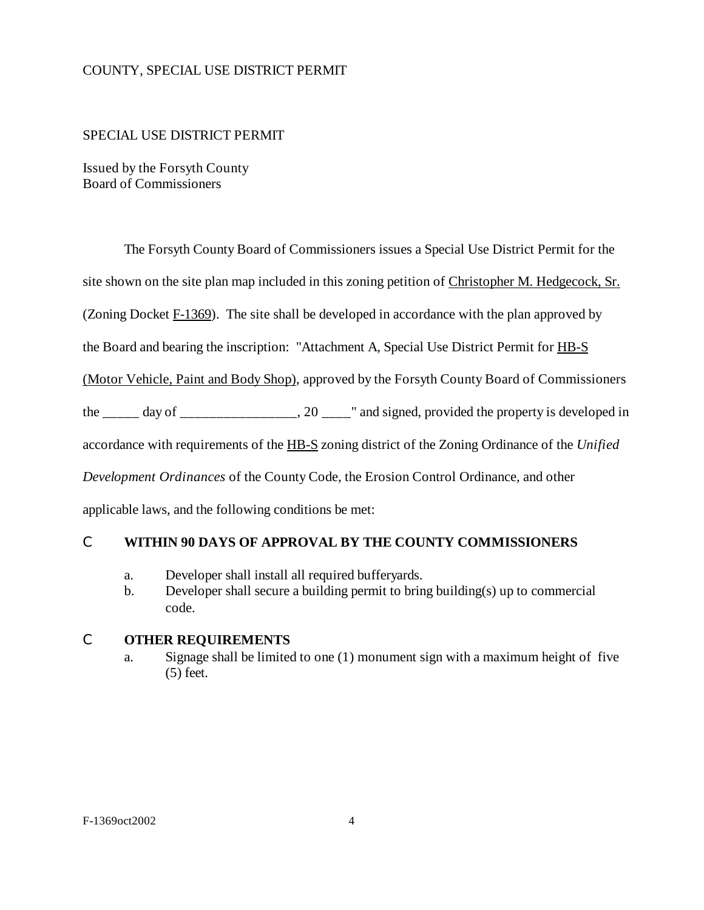COUNTY, SPECIAL USE DISTRICT PERMIT

SPECIAL USE DISTRICT PERMIT

Issued by the Forsyth County
Board of Commissioners

The Forsyth County Board of Commissioners issues a Special Use District Permit for the site shown on the site plan map included in this zoning petition of Christopher M. Hedgecock, Sr. (Zoning Docket F-1369). The site shall be developed in accordance with the plan approved by the Board and bearing the inscription: "Attachment A, Special Use District Permit for HB-S (Motor Vehicle, Paint and Body Shop), approved by the Forsyth County Board of Commissioners the _____ day of _________________, 20 ____" and signed, provided the property is developed in accordance with requirements of the HB-S zoning district of the Zoning Ordinance of the *Unified Development Ordinances* of the County Code, the Erosion Control Ordinance, and other applicable laws, and the following conditions be met:

- **WITHIN 90 DAYS OF APPROVAL BY THE COUNTY COMMISSIONERS**
  - a. Developer shall install all required bufferyards.
  - b. Developer shall secure a building permit to bring building(s) up to commercial code.

- **OTHER REQUIREMENTS**
  - a. Signage shall be limited to one (1) monument sign with a maximum height of five (5) feet.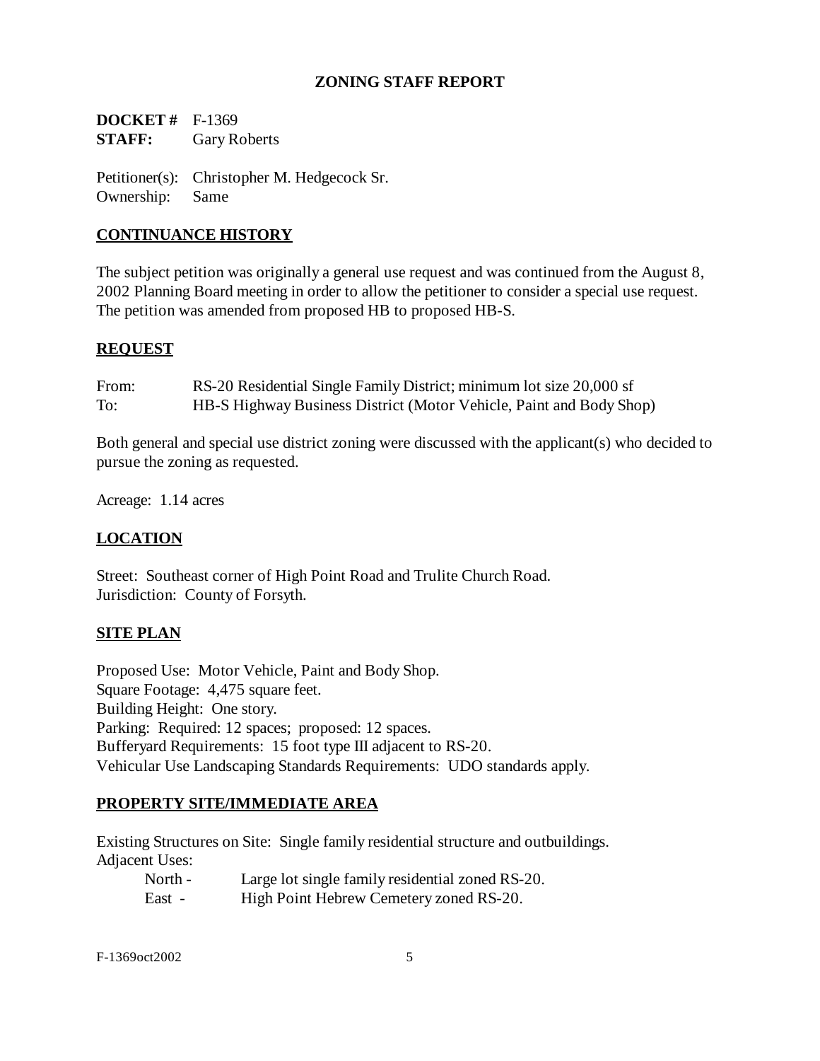**ZONING STAFF REPORT**

**DOCKET #** F-1369
**STAFF:** Gary Roberts

Petitioner(s): Christopher M. Hedgecock Sr.
Ownership: Same

## CONTINUANCE HISTORY

The subject petition was originally a general use request and was continued from the August 8, 2002 Planning Board meeting in order to allow the petitioner to consider a special use request. The petition was amended from proposed HB to proposed HB-S.

## REQUEST

From: RS-20 Residential Single Family District; minimum lot size 20,000 sf
To: HB-S Highway Business District (Motor Vehicle, Paint and Body Shop)

Both general and special use district zoning were discussed with the applicant(s) who decided to pursue the zoning as requested.

Acreage: 1.14 acres

## LOCATION

Street: Southeast corner of High Point Road and Trulite Church Road.
Jurisdiction: County of Forsyth.

## SITE PLAN

Proposed Use: Motor Vehicle, Paint and Body Shop.
Square Footage: 4,475 square feet.
Building Height: One story.
Parking: Required: 12 spaces; proposed: 12 spaces.
Bufferyard Requirements: 15 foot type III adjacent to RS-20.
Vehicular Use Landscaping Standards Requirements: UDO standards apply.

## PROPERTY SITE/IMMEDIATE AREA

Existing Structures on Site: Single family residential structure and outbuildings.
Adjacent Uses:

- North - Large lot single family residential zoned RS-20.
- East - High Point Hebrew Cemetery zoned RS-20.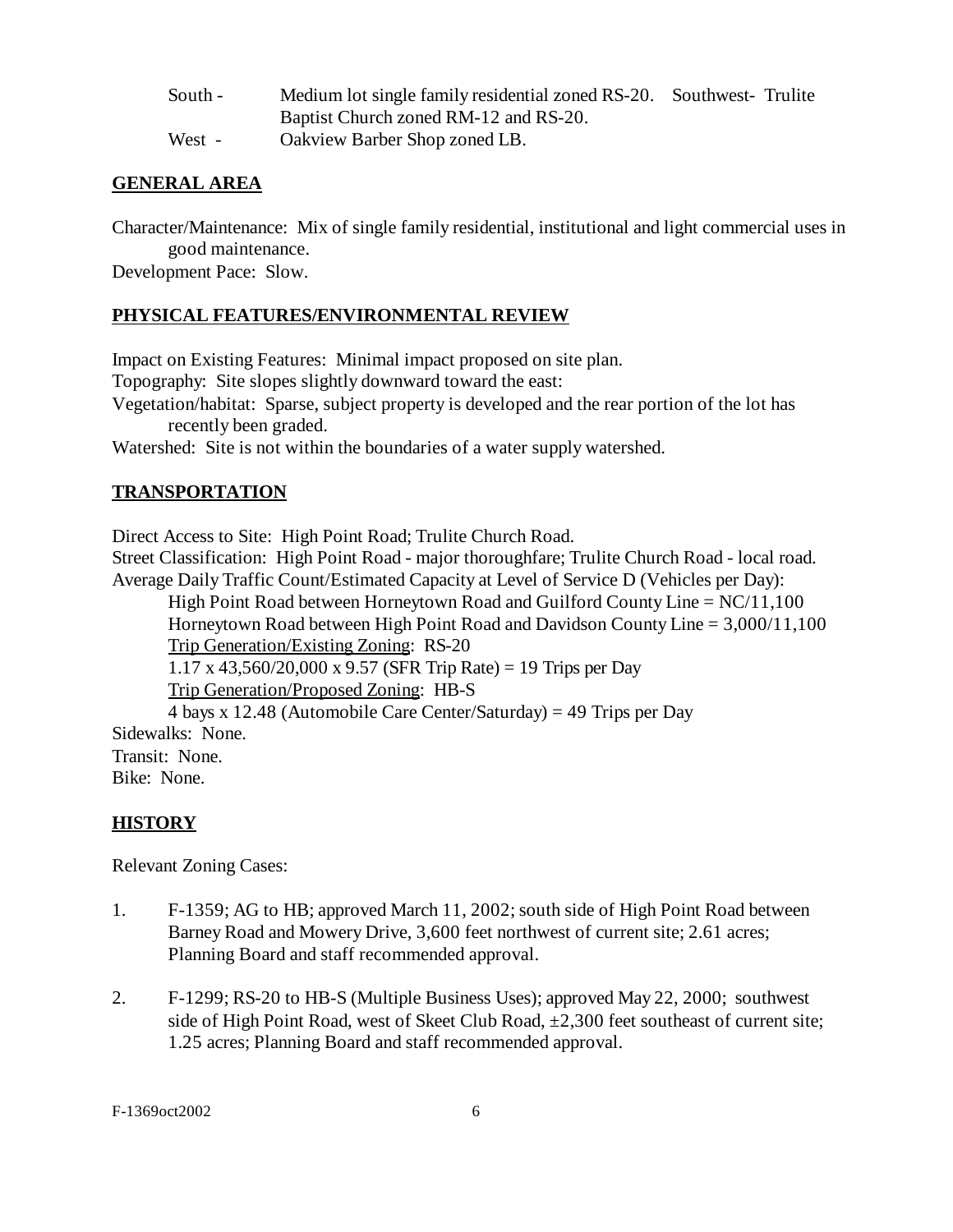South - Medium lot single family residential zoned RS-20. Southwest- Trulite Baptist Church zoned RM-12 and RS-20.

West - Oakview Barber Shop zoned LB.

## GENERAL AREA

Character/Maintenance: Mix of single family residential, institutional and light commercial uses in good maintenance.

Development Pace: Slow.

## PHYSICAL FEATURES/ENVIRONMENTAL REVIEW

Impact on Existing Features: Minimal impact proposed on site plan.

Topography: Site slopes slightly downward toward the east:

Vegetation/habitat: Sparse, subject property is developed and the rear portion of the lot has recently been graded.

Watershed: Site is not within the boundaries of a water supply watershed.

## TRANSPORTATION

Direct Access to Site: High Point Road; Trulite Church Road.

Street Classification: High Point Road - major thoroughfare; Trulite Church Road - local road.

Average Daily Traffic Count/Estimated Capacity at Level of Service D (Vehicles per Day):

High Point Road between Horneytown Road and Guilford County Line = NC/11,100

Horneytown Road between High Point Road and Davidson County Line = 3,000/11,100

Trip Generation/Existing Zoning: RS-20

1.17 x 43,560/20,000 x 9.57 (SFR Trip Rate) = 19 Trips per Day

Trip Generation/Proposed Zoning: HB-S

4 bays x 12.48 (Automobile Care Center/Saturday) = 49 Trips per Day

Sidewalks: None.

Transit: None.

Bike: None.

## HISTORY

Relevant Zoning Cases:

1. F-1359; AG to HB; approved March 11, 2002; south side of High Point Road between Barney Road and Mowery Drive, 3,600 feet northwest of current site; 2.61 acres; Planning Board and staff recommended approval.

2. F-1299; RS-20 to HB-S (Multiple Business Uses); approved May 22, 2000; southwest side of High Point Road, west of Skeet Club Road, ±2,300 feet southeast of current site; 1.25 acres; Planning Board and staff recommended approval.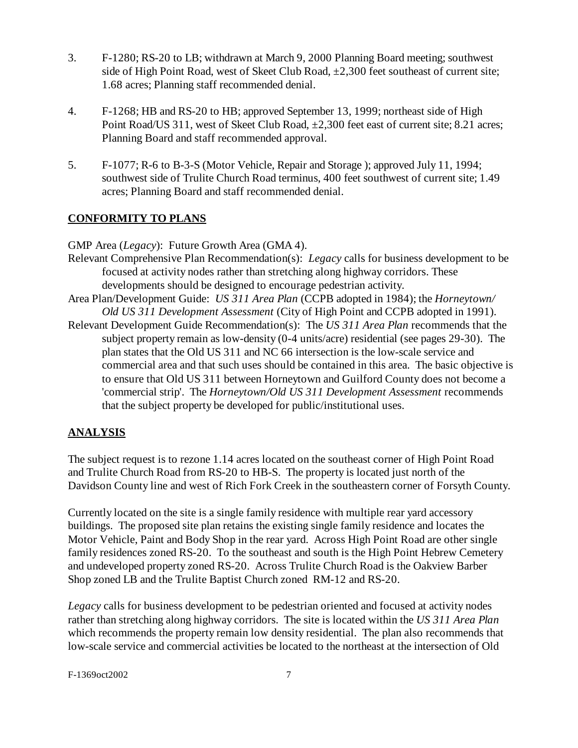3. F-1280; RS-20 to LB; withdrawn at March 9, 2000 Planning Board meeting; southwest side of High Point Road, west of Skeet Club Road, ±2,300 feet southeast of current site; 1.68 acres; Planning staff recommended denial.

4. F-1268; HB and RS-20 to HB; approved September 13, 1999; northeast side of High Point Road/US 311, west of Skeet Club Road, ±2,300 feet east of current site; 8.21 acres; Planning Board and staff recommended approval.

5. F-1077; R-6 to B-3-S (Motor Vehicle, Repair and Storage ); approved July 11, 1994; southwest side of Trulite Church Road terminus, 400 feet southwest of current site; 1.49 acres; Planning Board and staff recommended denial.

## CONFORMITY TO PLANS

GMP Area (*Legacy*): Future Growth Area (GMA 4).

Relevant Comprehensive Plan Recommendation(s): *Legacy* calls for business development to be focused at activity nodes rather than stretching along highway corridors. These developments should be designed to encourage pedestrian activity.

Area Plan/Development Guide: *US 311 Area Plan* (CCPB adopted in 1984); the *Horneytown/ Old US 311 Development Assessment* (City of High Point and CCPB adopted in 1991).

Relevant Development Guide Recommendation(s): The *US 311 Area Plan* recommends that the subject property remain as low-density (0-4 units/acre) residential (see pages 29-30). The plan states that the Old US 311 and NC 66 intersection is the low-scale service and commercial area and that such uses should be contained in this area. The basic objective is to ensure that Old US 311 between Horneytown and Guilford County does not become a 'commercial strip'. The *Horneytown/Old US 311 Development Assessment* recommends that the subject property be developed for public/institutional uses.

## ANALYSIS

The subject request is to rezone 1.14 acres located on the southeast corner of High Point Road and Trulite Church Road from RS-20 to HB-S. The property is located just north of the Davidson County line and west of Rich Fork Creek in the southeastern corner of Forsyth County.

Currently located on the site is a single family residence with multiple rear yard accessory buildings. The proposed site plan retains the existing single family residence and locates the Motor Vehicle, Paint and Body Shop in the rear yard. Across High Point Road are other single family residences zoned RS-20. To the southeast and south is the High Point Hebrew Cemetery and undeveloped property zoned RS-20. Across Trulite Church Road is the Oakview Barber Shop zoned LB and the Trulite Baptist Church zoned RM-12 and RS-20.

*Legacy* calls for business development to be pedestrian oriented and focused at activity nodes rather than stretching along highway corridors. The site is located within the *US 311 Area Plan* which recommends the property remain low density residential. The plan also recommends that low-scale service and commercial activities be located to the northeast at the intersection of Old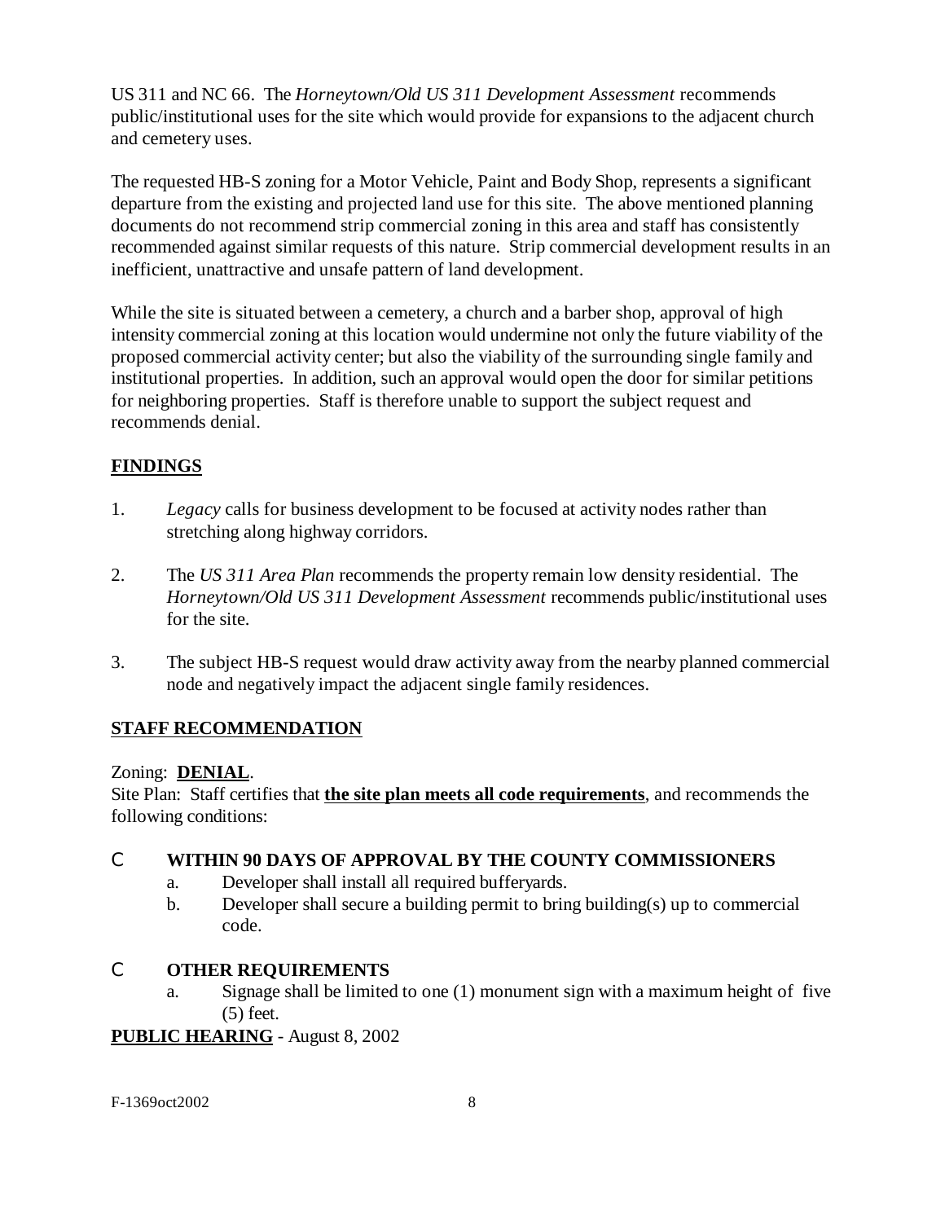US 311 and NC 66. The *Horneytown/Old US 311 Development Assessment* recommends public/institutional uses for the site which would provide for expansions to the adjacent church and cemetery uses.

The requested HB-S zoning for a Motor Vehicle, Paint and Body Shop, represents a significant departure from the existing and projected land use for this site. The above mentioned planning documents do not recommend strip commercial zoning in this area and staff has consistently recommended against similar requests of this nature. Strip commercial development results in an inefficient, unattractive and unsafe pattern of land development.

While the site is situated between a cemetery, a church and a barber shop, approval of high intensity commercial zoning at this location would undermine not only the future viability of the proposed commercial activity center; but also the viability of the surrounding single family and institutional properties. In addition, such an approval would open the door for similar petitions for neighboring properties. Staff is therefore unable to support the subject request and recommends denial.

## FINDINGS

1. *Legacy* calls for business development to be focused at activity nodes rather than stretching along highway corridors.

2. The *US 311 Area Plan* recommends the property remain low density residential. The *Horneytown/Old US 311 Development Assessment* recommends public/institutional uses for the site.

3. The subject HB-S request would draw activity away from the nearby planned commercial node and negatively impact the adjacent single family residences.

## STAFF RECOMMENDATION

Zoning: **DENIAL**.

Site Plan: Staff certifies that **the site plan meets all code requirements**, and recommends the following conditions:

- **WITHIN 90 DAYS OF APPROVAL BY THE COUNTY COMMISSIONERS**
  a. Developer shall install all required bufferyards.
  b. Developer shall secure a building permit to bring building(s) up to commercial code.

- **OTHER REQUIREMENTS**
  a. Signage shall be limited to one (1) monument sign with a maximum height of five (5) feet.

**PUBLIC HEARING** - August 8, 2002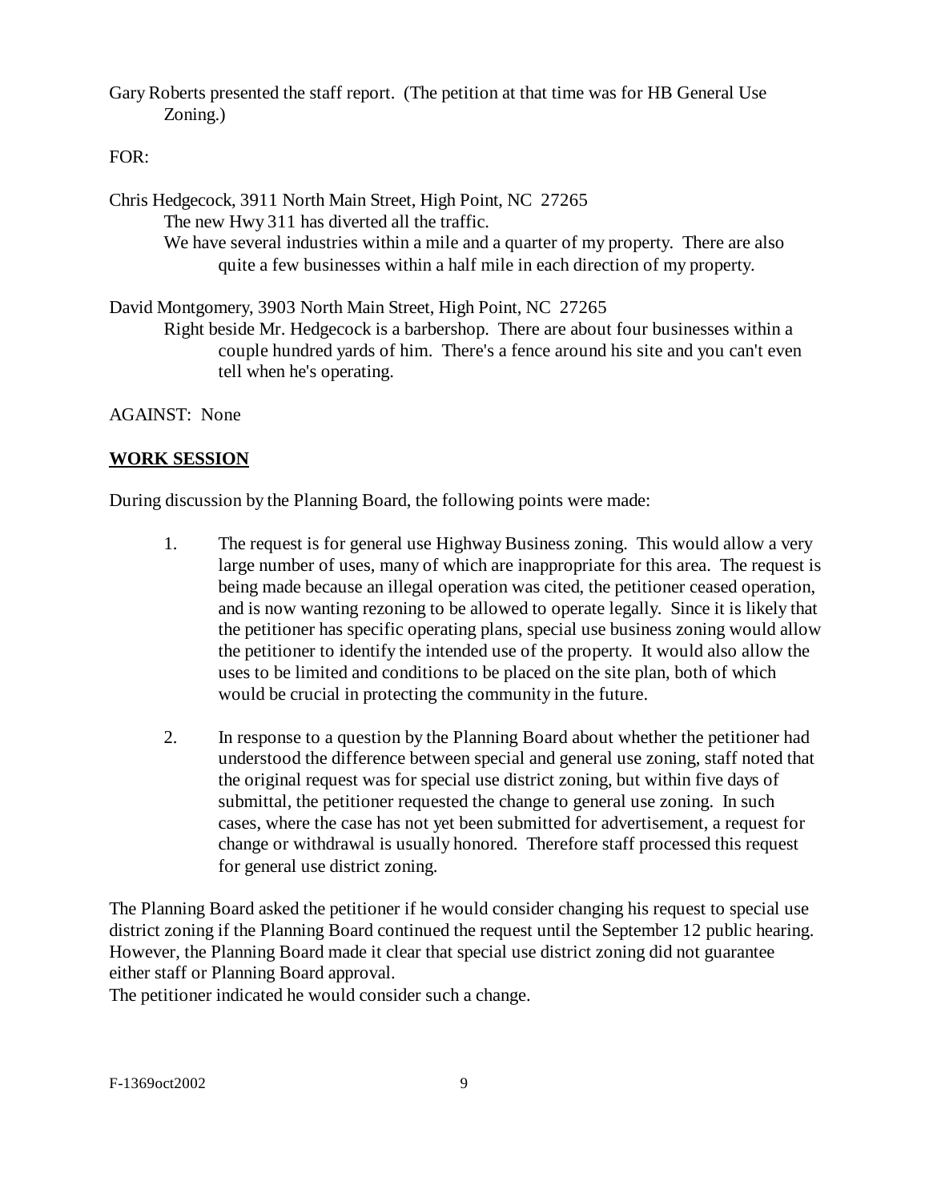Gary Roberts presented the staff report. (The petition at that time was for HB General Use Zoning.)

FOR:

Chris Hedgecock, 3911 North Main Street, High Point, NC 27265

The new Hwy 311 has diverted all the traffic.

We have several industries within a mile and a quarter of my property. There are also quite a few businesses within a half mile in each direction of my property.

David Montgomery, 3903 North Main Street, High Point, NC 27265

Right beside Mr. Hedgecock is a barbershop. There are about four businesses within a couple hundred yards of him. There's a fence around his site and you can't even tell when he's operating.

AGAINST: None

**WORK SESSION**

During discussion by the Planning Board, the following points were made:

1. The request is for general use Highway Business zoning. This would allow a very large number of uses, many of which are inappropriate for this area. The request is being made because an illegal operation was cited, the petitioner ceased operation, and is now wanting rezoning to be allowed to operate legally. Since it is likely that the petitioner has specific operating plans, special use business zoning would allow the petitioner to identify the intended use of the property. It would also allow the uses to be limited and conditions to be placed on the site plan, both of which would be crucial in protecting the community in the future.

2. In response to a question by the Planning Board about whether the petitioner had understood the difference between special and general use zoning, staff noted that the original request was for special use district zoning, but within five days of submittal, the petitioner requested the change to general use zoning. In such cases, where the case has not yet been submitted for advertisement, a request for change or withdrawal is usually honored. Therefore staff processed this request for general use district zoning.

The Planning Board asked the petitioner if he would consider changing his request to special use district zoning if the Planning Board continued the request until the September 12 public hearing. However, the Planning Board made it clear that special use district zoning did not guarantee either staff or Planning Board approval.

The petitioner indicated he would consider such a change.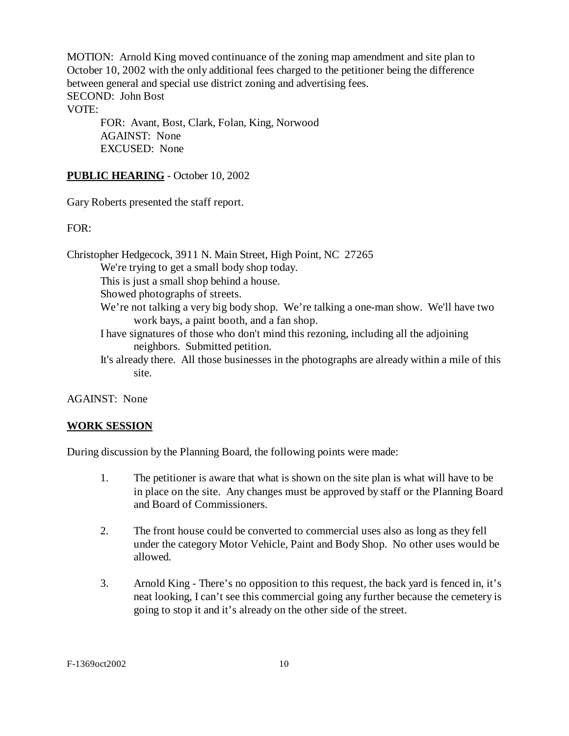MOTION: Arnold King moved continuance of the zoning map amendment and site plan to October 10, 2002 with the only additional fees charged to the petitioner being the difference between general and special use district zoning and advertising fees.
SECOND: John Bost
VOTE:

FOR: Avant, Bost, Clark, Folan, King, Norwood
AGAINST: None
EXCUSED: None

**PUBLIC HEARING** - October 10, 2002

Gary Roberts presented the staff report.

FOR:

Christopher Hedgecock, 3911 N. Main Street, High Point, NC 27265

We're trying to get a small body shop today.
This is just a small shop behind a house.
Showed photographs of streets.
We're not talking a very big body shop. We're talking a one-man show. We'll have two work bays, a paint booth, and a fan shop.
I have signatures of those who don't mind this rezoning, including all the adjoining neighbors. Submitted petition.
It's already there. All those businesses in the photographs are already within a mile of this site.

AGAINST: None

**WORK SESSION**

During discussion by the Planning Board, the following points were made:

1. The petitioner is aware that what is shown on the site plan is what will have to be in place on the site. Any changes must be approved by staff or the Planning Board and Board of Commissioners.

2. The front house could be converted to commercial uses also as long as they fell under the category Motor Vehicle, Paint and Body Shop. No other uses would be allowed.

3. Arnold King - There's no opposition to this request, the back yard is fenced in, it's neat looking, I can't see this commercial going any further because the cemetery is going to stop it and it's already on the other side of the street.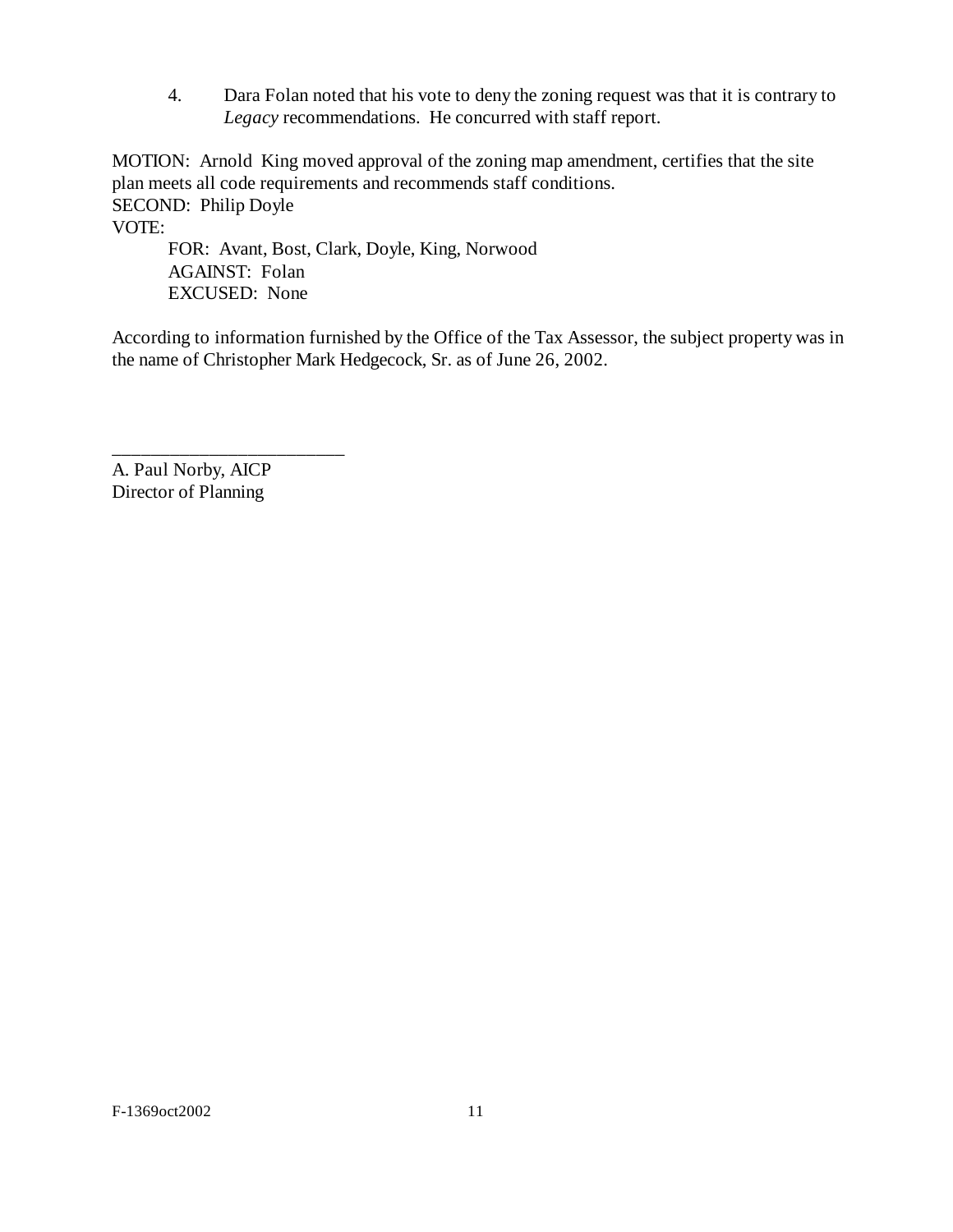4. Dara Folan noted that his vote to deny the zoning request was that it is contrary to *Legacy* recommendations. He concurred with staff report.

MOTION: Arnold King moved approval of the zoning map amendment, certifies that the site plan meets all code requirements and recommends staff conditions.
SECOND: Philip Doyle
VOTE:
FOR: Avant, Bost, Clark, Doyle, King, Norwood
AGAINST: Folan
EXCUSED: None

According to information furnished by the Office of the Tax Assessor, the subject property was in the name of Christopher Mark Hedgecock, Sr. as of June 26, 2002.

_________________________
A. Paul Norby, AICP
Director of Planning